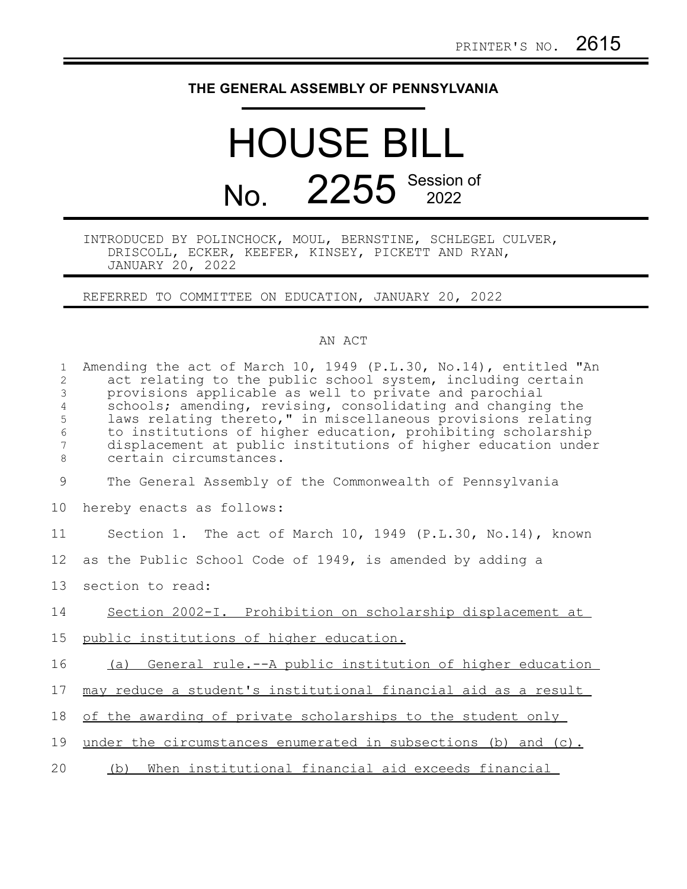PRINTER'S NO. 2615

# THE GENERAL ASSEMBLY OF PENNSYLVANIA

# HOUSE BILL No. 2255 Session of 2022

INTRODUCED BY POLINCHOCK, MOUL, BERNSTINE, SCHLEGEL CULVER, DRISCOLL, ECKER, KEEFER, KINSEY, PICKETT AND RYAN, JANUARY 20, 2022

REFERRED TO COMMITTEE ON EDUCATION, JANUARY 20, 2022

## AN ACT

Amending the act of March 10, 1949 (P.L.30, No.14), entitled "An act relating to the public school system, including certain provisions applicable as well to private and parochial schools; amending, revising, consolidating and changing the laws relating thereto," in miscellaneous provisions relating to institutions of higher education, prohibiting scholarship displacement at public institutions of higher education under certain circumstances.

The General Assembly of the Commonwealth of Pennsylvania hereby enacts as follows:

Section 1. The act of March 10, 1949 (P.L.30, No.14), known as the Public School Code of 1949, is amended by adding a section to read:

Section 2002-I. Prohibition on scholarship displacement at public institutions of higher education.

(a) General rule.--A public institution of higher education may reduce a student's institutional financial aid as a result of the awarding of private scholarships to the student only under the circumstances enumerated in subsections (b) and (c).

(b) When institutional financial aid exceeds financial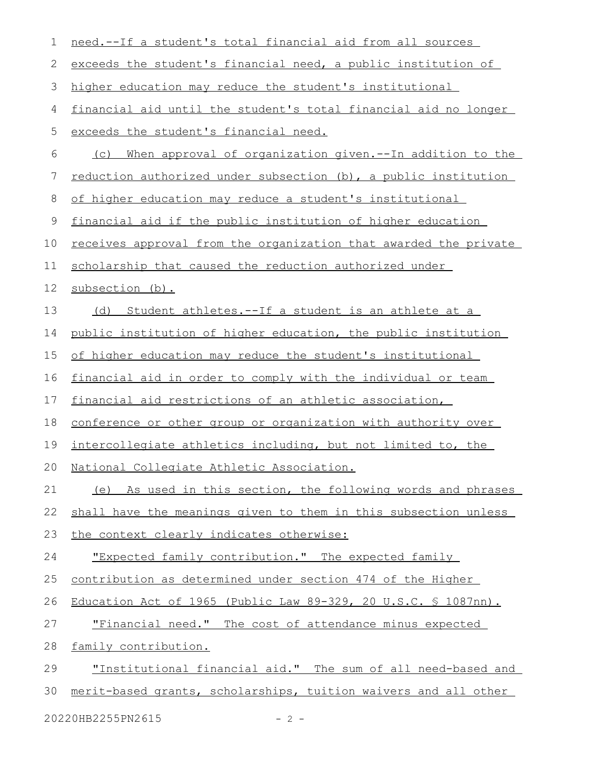need.--If a student's total financial aid from all sources exceeds the student's financial need, a public institution of higher education may reduce the student's institutional financial aid until the student's total financial aid no longer exceeds the student's financial need.

(c) When approval of organization given.--In addition to the reduction authorized under subsection (b), a public institution of higher education may reduce a student's institutional financial aid if the public institution of higher education receives approval from the organization that awarded the private scholarship that caused the reduction authorized under subsection (b).

(d) Student athletes.--If a student is an athlete at a public institution of higher education, the public institution of higher education may reduce the student's institutional financial aid in order to comply with the individual or team financial aid restrictions of an athletic association, conference or other group or organization with authority over intercollegiate athletics including, but not limited to, the National Collegiate Athletic Association.

(e) As used in this section, the following words and phrases shall have the meanings given to them in this subsection unless the context clearly indicates otherwise:

"Expected family contribution." The expected family contribution as determined under section 474 of the Higher Education Act of 1965 (Public Law 89-329, 20 U.S.C. § 1087nn).

"Financial need." The cost of attendance minus expected family contribution.

"Institutional financial aid." The sum of all need-based and merit-based grants, scholarships, tuition waivers and all other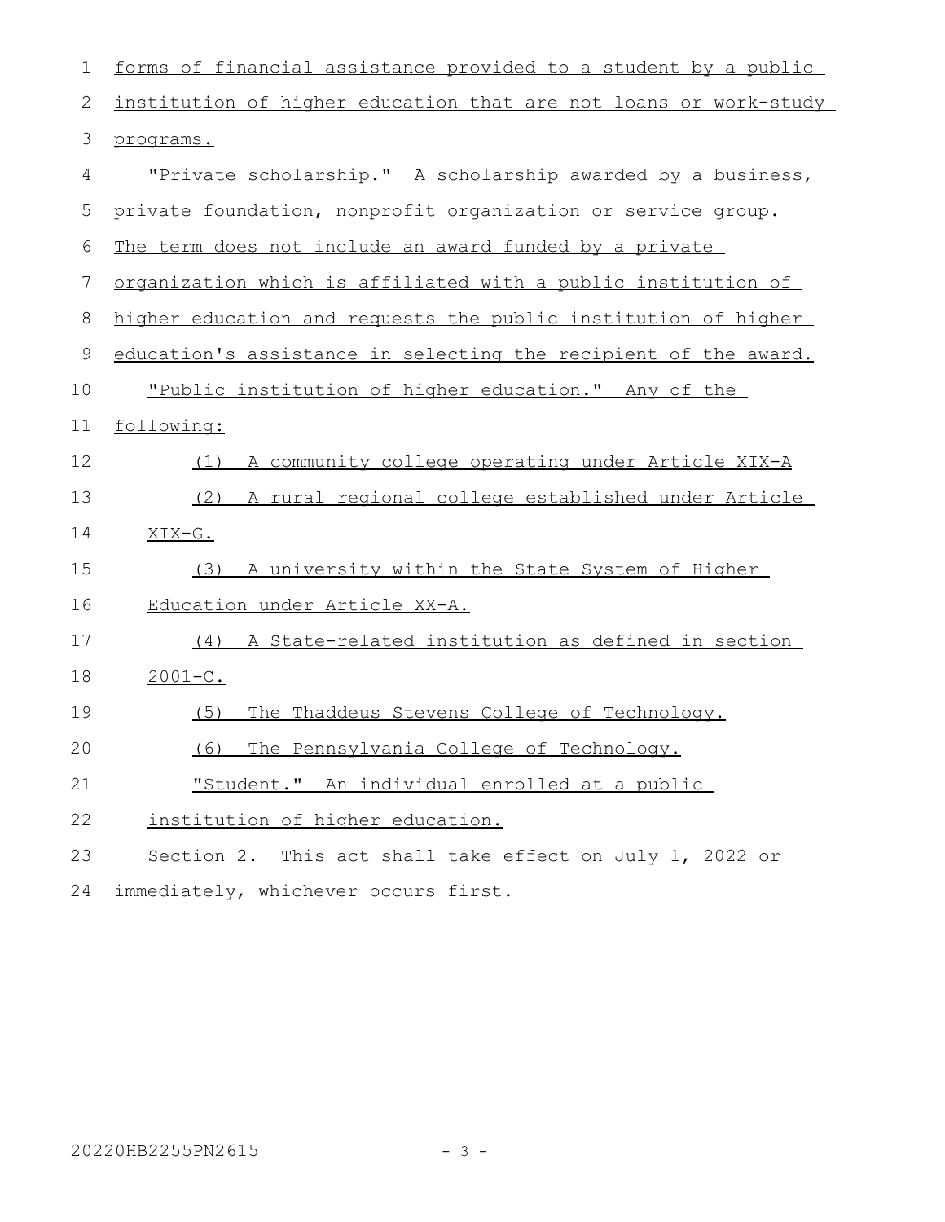forms of financial assistance provided to a student by a public institution of higher education that are not loans or work-study programs.

"Private scholarship." A scholarship awarded by a business, private foundation, nonprofit organization or service group. The term does not include an award funded by a private organization which is affiliated with a public institution of higher education and requests the public institution of higher education's assistance in selecting the recipient of the award.

"Public institution of higher education." Any of the following:

(1) A community college operating under Article XIX-A

(2) A rural regional college established under Article XIX-G.

(3) A university within the State System of Higher Education under Article XX-A.

(4) A State-related institution as defined in section 2001-C.

(5) The Thaddeus Stevens College of Technology.

(6) The Pennsylvania College of Technology.

"Student." An individual enrolled at a public institution of higher education.

Section 2. This act shall take effect on July 1, 2022 or immediately, whichever occurs first.